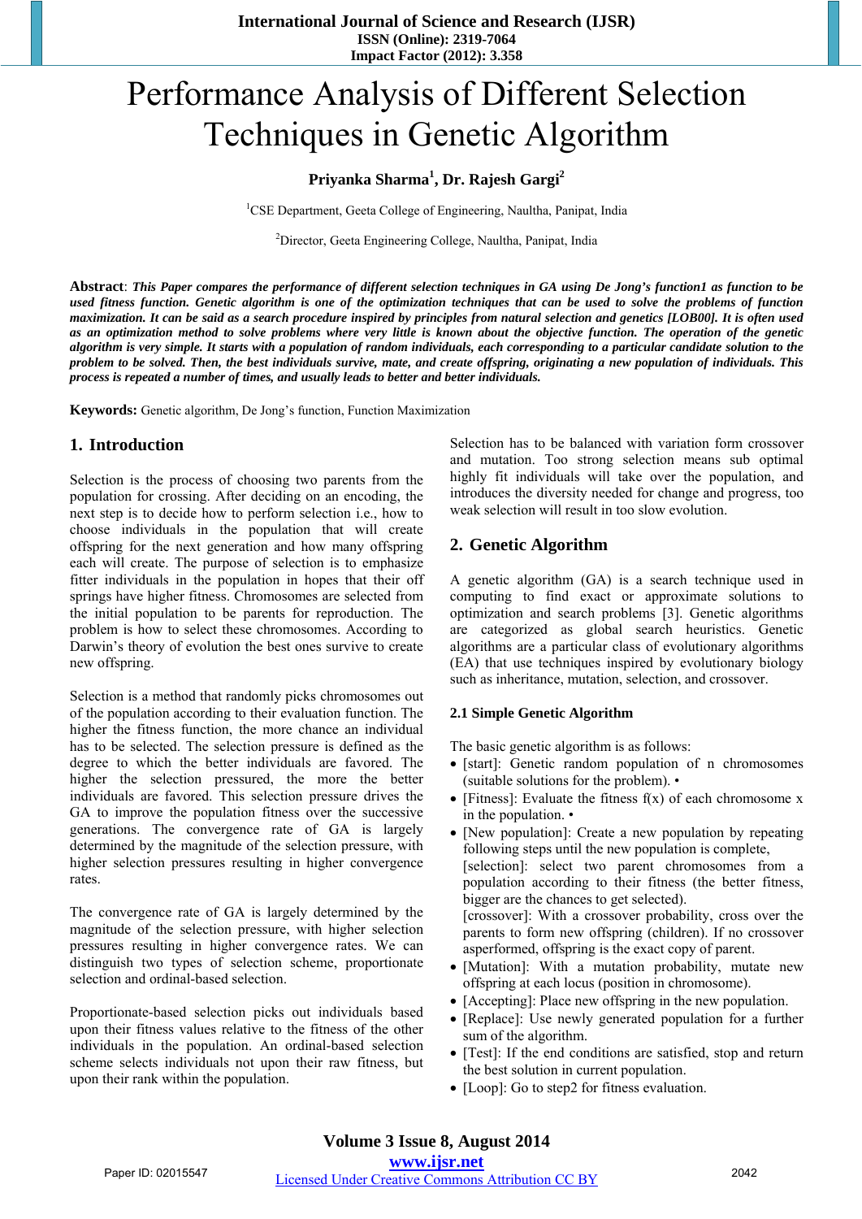# Performance Analysis of Different Selection Techniques in Genetic Algorithm

**Priyanka Sharma[1], Dr. Rajesh Gargi[2]**

[1]CSE Department, Geeta College of Engineering, Naultha, Panipat, India

[2]Director, Geeta Engineering College, Naultha, Panipat, India

**Abstract**: ***This Paper compares the performance of different selection techniques in GA using De Jong's function1 as function to be used fitness function. Genetic algorithm is one of the optimization techniques that can be used to solve the problems of function maximization. It can be said as a search procedure inspired by principles from natural selection and genetics [LOB00]. It is often used as an optimization method to solve problems where very little is known about the objective function. The operation of the genetic algorithm is very simple. It starts with a population of random individuals, each corresponding to a particular candidate solution to the problem to be solved. Then, the best individuals survive, mate, and create offspring, originating a new population of individuals. This process is repeated a number of times, and usually leads to better and better individuals.***

**Keywords:** Genetic algorithm, De Jong's function, Function Maximization

## 1. Introduction

Selection is the process of choosing two parents from the population for crossing. After deciding on an encoding, the next step is to decide how to perform selection i.e., how to choose individuals in the population that will create offspring for the next generation and how many offspring each will create. The purpose of selection is to emphasize fitter individuals in the population in hopes that their off springs have higher fitness. Chromosomes are selected from the initial population to be parents for reproduction. The problem is how to select these chromosomes. According to Darwin's theory of evolution the best ones survive to create new offspring.

Selection is a method that randomly picks chromosomes out of the population according to their evaluation function. The higher the fitness function, the more chance an individual has to be selected. The selection pressure is defined as the degree to which the better individuals are favored. The higher the selection pressured, the more the better individuals are favored. This selection pressure drives the GA to improve the population fitness over the successive generations. The convergence rate of GA is largely determined by the magnitude of the selection pressure, with higher selection pressures resulting in higher convergence rates.

The convergence rate of GA is largely determined by the magnitude of the selection pressure, with higher selection pressures resulting in higher convergence rates. We can distinguish two types of selection scheme, proportionate selection and ordinal-based selection.

Proportionate-based selection picks out individuals based upon their fitness values relative to the fitness of the other individuals in the population. An ordinal-based selection scheme selects individuals not upon their raw fitness, but upon their rank within the population.

Selection has to be balanced with variation form crossover and mutation. Too strong selection means sub optimal highly fit individuals will take over the population, and introduces the diversity needed for change and progress, too weak selection will result in too slow evolution.

## 2. Genetic Algorithm

A genetic algorithm (GA) is a search technique used in computing to find exact or approximate solutions to optimization and search problems [3]. Genetic algorithms are categorized as global search heuristics. Genetic algorithms are a particular class of evolutionary algorithms (EA) that use techniques inspired by evolutionary biology such as inheritance, mutation, selection, and crossover.

### 2.1 Simple Genetic Algorithm

The basic genetic algorithm is as follows:

- [start]: Genetic random population of n chromosomes (suitable solutions for the problem). •
- [Fitness]: Evaluate the fitness f(x) of each chromosome x in the population. •
- [New population]: Create a new population by repeating following steps until the new population is complete, [selection]: select two parent chromosomes from a population according to their fitness (the better fitness, bigger are the chances to get selected).
  [crossover]: With a crossover probability, cross over the parents to form new offspring (children). If no crossover asperformed, offspring is the exact copy of parent.
- [Mutation]: With a mutation probability, mutate new offspring at each locus (position in chromosome).
- [Accepting]: Place new offspring in the new population.
- [Replace]: Use newly generated population for a further sum of the algorithm.
- [Test]: If the end conditions are satisfied, stop and return the best solution in current population.
- [Loop]: Go to step2 for fitness evaluation.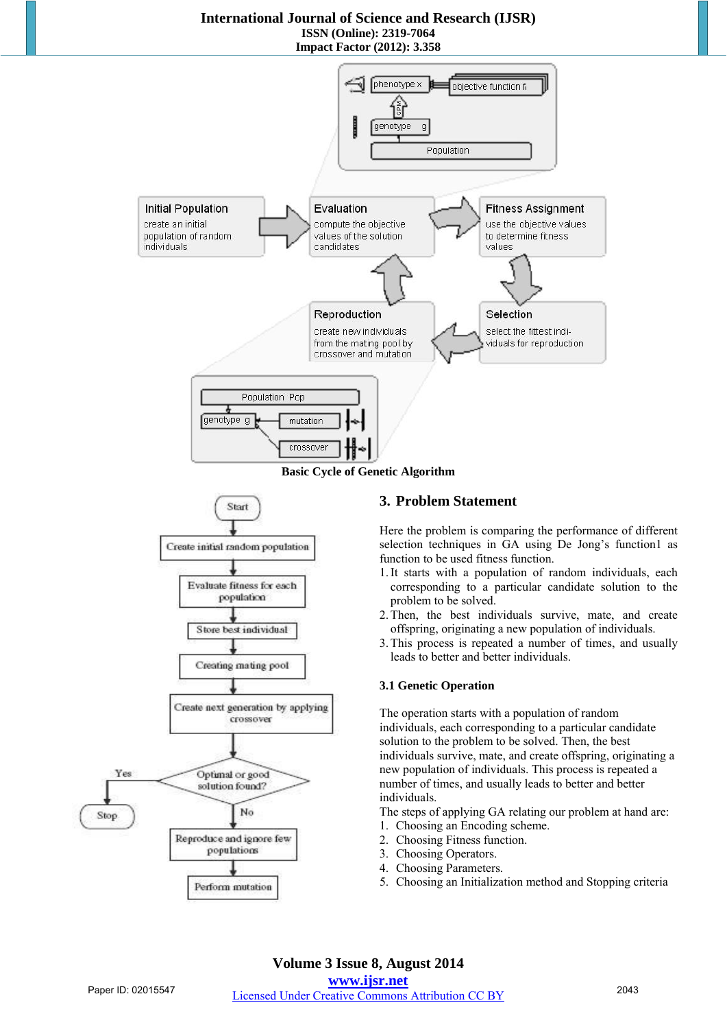Basic Cycle of Genetic Algorithm

## 3. Problem Statement

Here the problem is comparing the performance of different selection techniques in GA using De Jong's function1 as function to be used fitness function.

1. It starts with a population of random individuals, each corresponding to a particular candidate solution to the problem to be solved.
2. Then, the best individuals survive, mate, and create offspring, originating a new population of individuals.
3. This process is repeated a number of times, and usually leads to better and better individuals.

### 3.1 Genetic Operation

The operation starts with a population of random individuals, each corresponding to a particular candidate solution to the problem to be solved. Then, the best individuals survive, mate, and create offspring, originating a new population of individuals. This process is repeated a number of times, and usually leads to better and better individuals.

The steps of applying GA relating our problem at hand are:

1. Choosing an Encoding scheme.
2. Choosing Fitness function.
3. Choosing Operators.
4. Choosing Parameters.
5. Choosing an Initialization method and Stopping criteria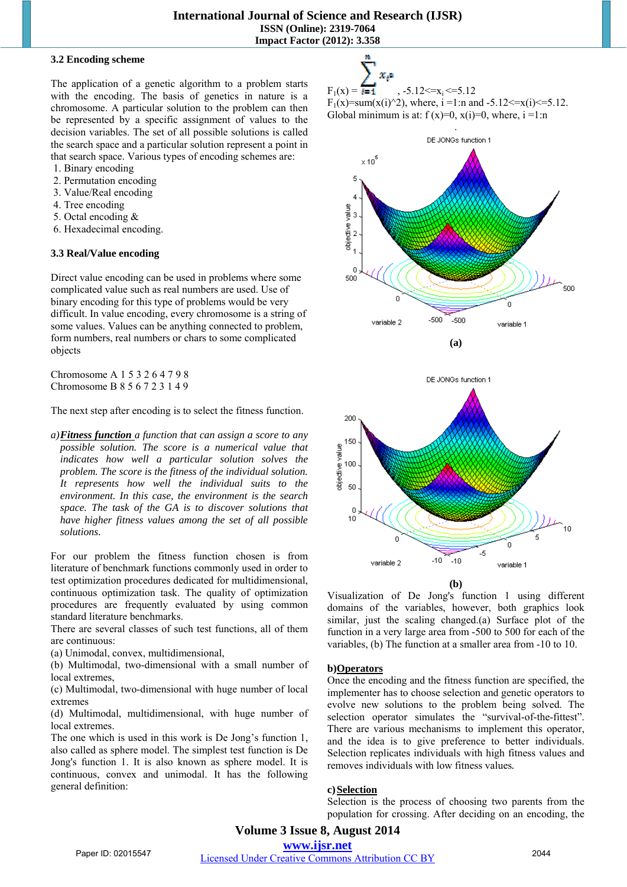### 3.2 Encoding scheme

The application of a genetic algorithm to a problem starts with the encoding. The basis of genetics in nature is a chromosome. A particular solution to the problem can then be represented by a specific assignment of values to the decision variables. The set of all possible solutions is called the search space and a particular solution represent a point in that search space. Various types of encoding schemes are:

1. Binary encoding
2. Permutation encoding
3. Value/Real encoding
4. Tree encoding
5. Octal encoding &
6. Hexadecimal encoding.

### 3.3 Real/Value encoding

Direct value encoding can be used in problems where some complicated value such as real numbers are used. Use of binary encoding for this type of problems would be very difficult. In value encoding, every chromosome is a string of some values. Values can be anything connected to problem, form numbers, real numbers or chars to some complicated objects

Chromosome A 1 5 3 2 6 4 7 9 8
Chromosome B 8 5 6 7 2 3 1 4 9

The next step after encoding is to select the fitness function.

*a)* ***Fitness function*** *a function that can assign a score to any possible solution. The score is a numerical value that indicates how well a particular solution solves the problem. The score is the fitness of the individual solution. It represents how well the individual suits to the environment. In this case, the environment is the search space. The task of the GA is to discover solutions that have higher fitness values among the set of all possible solutions.*

For our problem the fitness function chosen is from literature of benchmark functions commonly used in order to test optimization procedures dedicated for multidimensional, continuous optimization task. The quality of optimization procedures are frequently evaluated by using common standard literature benchmarks.

There are several classes of such test functions, all of them are continuous:

(a) Unimodal, convex, multidimensional,
(b) Multimodal, two-dimensional with a small number of local extremes,
(c) Multimodal, two-dimensional with huge number of local extremes
(d) Multimodal, multidimensional, with huge number of local extremes.

The one which is used in this work is De Jong's function 1, also called as sphere model. The simplest test function is De Jong's function 1. It is also known as sphere model. It is continuous, convex and unimodal. It has the following general definition:

$$F_1(x) = \sum_{i=1}^{n} x_i^2, \quad -5.12 <= x_i <= 5.12$$

$F_1(x)$=sum(x(i)^2), where, i =1:n and -5.12<=x(i)<=5.12.
Global minimum is at: f (x)=0, x(i)=0, where, i =1:n

(a)

(b)

Visualization of De Jong's function 1 using different domains of the variables, however, both graphics look similar, just the scaling changed.(a) Surface plot of the function in a very large area from -500 to 500 for each of the variables, (b) The function at a smaller area from -10 to 10.

**b)** **Operators**

Once the encoding and the fitness function are specified, the implementer has to choose selection and genetic operators to evolve new solutions to the problem being solved. The selection operator simulates the "survival-of-the-fittest". There are various mechanisms to implement this operator, and the idea is to give preference to better individuals. Selection replicates individuals with high fitness values and removes individuals with low fitness values.

**c)** **Selection**

Selection is the process of choosing two parents from the population for crossing. After deciding on an encoding, the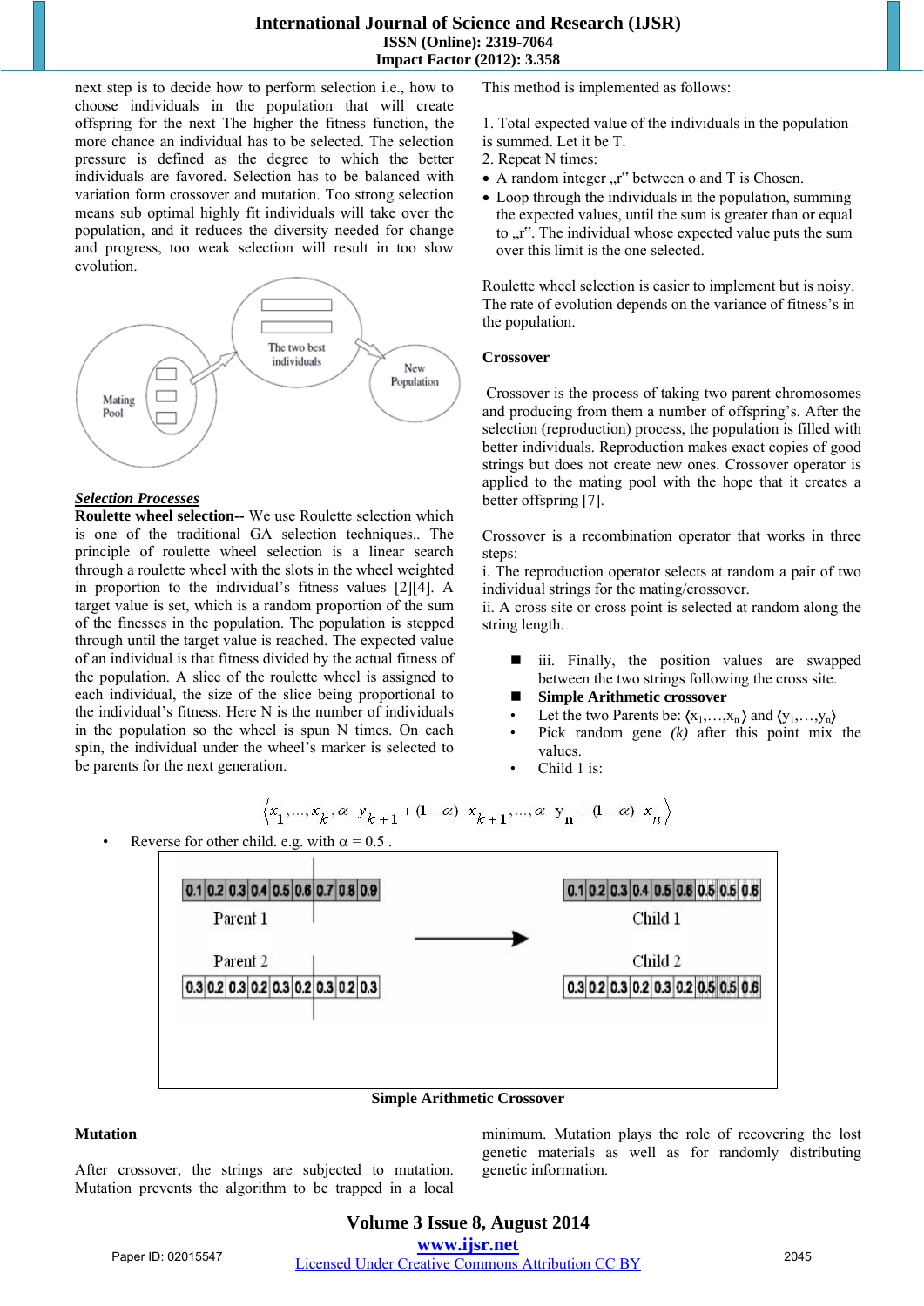next step is to decide how to perform selection i.e., how to choose individuals in the population that will create offspring for the next The higher the fitness function, the more chance an individual has to be selected. The selection pressure is defined as the degree to which the better individuals are favored. Selection has to be balanced with variation form crossover and mutation. Too strong selection means sub optimal highly fit individuals will take over the population, and it reduces the diversity needed for change and progress, too weak selection will result in too slow evolution.

***Selection Processes***

**Roulette wheel selection**-- We use Roulette selection which is one of the traditional GA selection techniques.. The principle of roulette wheel selection is a linear search through a roulette wheel with the slots in the wheel weighted in proportion to the individual's fitness values [2][4]. A target value is set, which is a random proportion of the sum of the finesses in the population. The population is stepped through until the target value is reached. The expected value of an individual is that fitness divided by the actual fitness of the population. A slice of the roulette wheel is assigned to each individual, the size of the slice being proportional to the individual's fitness. Here N is the number of individuals in the population so the wheel is spun N times. On each spin, the individual under the wheel's marker is selected to be parents for the next generation.

This method is implemented as follows:

1. Total expected value of the individuals in the population is summed. Let it be T.
2. Repeat N times:

- A random integer „r" between o and T is Chosen.
- Loop through the individuals in the population, summing the expected values, until the sum is greater than or equal to „r". The individual whose expected value puts the sum over this limit is the one selected.

Roulette wheel selection is easier to implement but is noisy. The rate of evolution depends on the variance of fitness's in the population.

**Crossover**

Crossover is the process of taking two parent chromosomes and producing from them a number of offspring's. After the selection (reproduction) process, the population is filled with better individuals. Reproduction makes exact copies of good strings but does not create new ones. Crossover operator is applied to the mating pool with the hope that it creates a better offspring [7].

Crossover is a recombination operator that works in three steps:

i. The reproduction operator selects at random a pair of two individual strings for the mating/crossover.

ii. A cross site or cross point is selected at random along the string length.

- iii. Finally, the position values are swapped between the two strings following the cross site.
- **Simple Arithmetic crossover**
- Let the two Parents be: $\langle x_1,\ldots,x_n\rangle$ and $\langle y_1,\ldots,y_n\rangle$
- Pick random gene *(k)* after this point mix the values.
- Child 1 is:

$$\left\langle x_1,\ldots,x_k,\alpha\cdot y_{k+1}+(1-\alpha)\cdot x_{k+1},\ldots,\alpha\cdot y_n+(1-\alpha)\cdot x_n\right\rangle$$

- Reverse for other child. e.g. with $\alpha = 0.5$ .

| Parent 1 | 0.1 | 0.2 | 0.3 | 0.4 | 0.5 | 0.6 | 0.7 | 0.8 | 0.9 |
|---|---|---|---|---|---|---|---|---|---|
| Parent 2 | 0.3 | 0.2 | 0.3 | 0.2 | 0.3 | 0.2 | 0.3 | 0.2 | 0.3 |
| Child 1 | 0.1 | 0.2 | 0.3 | 0.4 | 0.5 | 0.6 | 0.5 | 0.5 | 0.6 |
| Child 2 | 0.3 | 0.2 | 0.3 | 0.2 | 0.3 | 0.2 | 0.5 | 0.5 | 0.6 |

Simple Arithmetic Crossover

**Mutation**

After crossover, the strings are subjected to mutation. Mutation prevents the algorithm to be trapped in a local minimum. Mutation plays the role of recovering the lost genetic materials as well as for randomly distributing genetic information.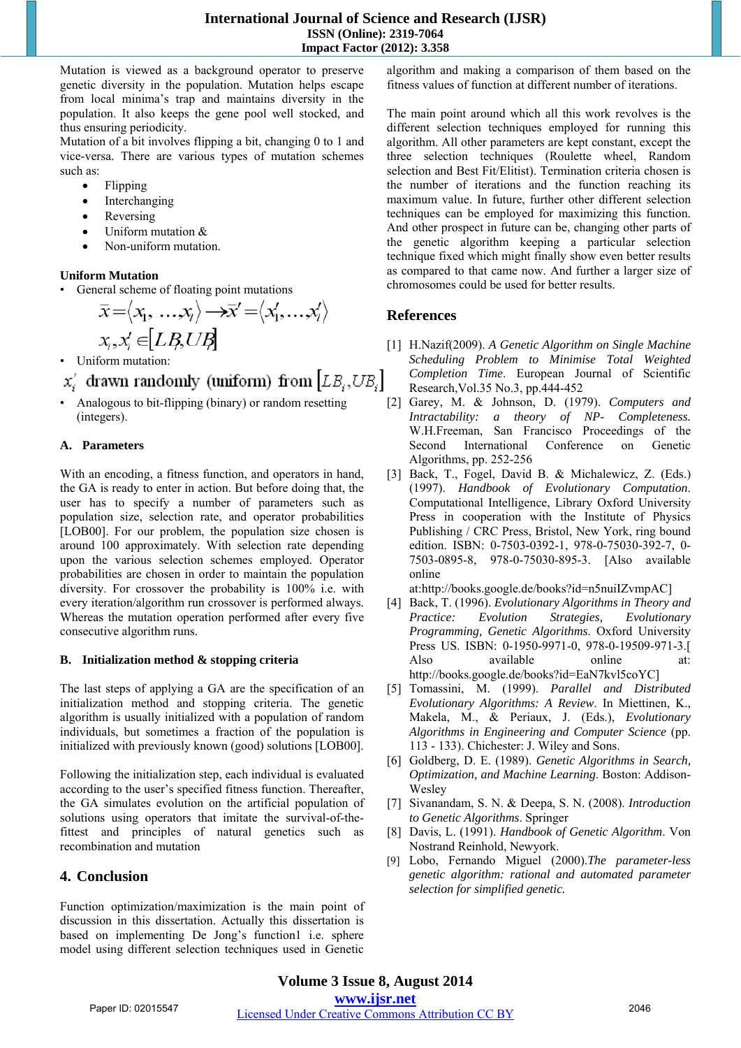Mutation is viewed as a background operator to preserve genetic diversity in the population. Mutation helps escape from local minima's trap and maintains diversity in the population. It also keeps the gene pool well stocked, and thus ensuring periodicity.

Mutation of a bit involves flipping a bit, changing 0 to 1 and vice-versa. There are various types of mutation schemes such as:

- Flipping
- Interchanging
- Reversing
- Uniform mutation &
- Non-uniform mutation.

**Uniform Mutation**

- General scheme of floating point mutations

$$\bar{x} = \langle x_1, \ldots, x_l \rangle \rightarrow \bar{x}' = \langle x_1', \ldots, x_l' \rangle$$

$$x_i, x_i' \in [LB, UB]$$

- Uniform mutation:

$x_i'$ drawn randomly (uniform) from $[LB_i, UB_i]$

- Analogous to bit-flipping (binary) or random resetting (integers).

### A. Parameters

With an encoding, a fitness function, and operators in hand, the GA is ready to enter in action. But before doing that, the user has to specify a number of parameters such as population size, selection rate, and operator probabilities [LOB00]. For our problem, the population size chosen is around 100 approximately. With selection rate depending upon the various selection schemes employed. Operator probabilities are chosen in order to maintain the population diversity. For crossover the probability is 100% i.e. with every iteration/algorithm run crossover is performed always. Whereas the mutation operation performed after every five consecutive algorithm runs.

### B. Initialization method & stopping criteria

The last steps of applying a GA are the specification of an initialization method and stopping criteria. The genetic algorithm is usually initialized with a population of random individuals, but sometimes a fraction of the population is initialized with previously known (good) solutions [LOB00].

Following the initialization step, each individual is evaluated according to the user's specified fitness function. Thereafter, the GA simulates evolution on the artificial population of solutions using operators that imitate the survival-of-the-fittest and principles of natural genetics such as recombination and mutation

## 4. Conclusion

Function optimization/maximization is the main point of discussion in this dissertation. Actually this dissertation is based on implementing De Jong's function1 i.e. sphere model using different selection techniques used in Genetic algorithm and making a comparison of them based on the fitness values of function at different number of iterations.

The main point around which all this work revolves is the different selection techniques employed for running this algorithm. All other parameters are kept constant, except the three selection techniques (Roulette wheel, Random selection and Best Fit/Elitist). Termination criteria chosen is the number of iterations and the function reaching its maximum value. In future, further other different selection techniques can be employed for maximizing this function. And other prospect in future can be, changing other parts of the genetic algorithm keeping a particular selection technique fixed which might finally show even better results as compared to that came now. And further a larger size of chromosomes could be used for better results.

## References

[1] H.Nazif(2009). *A Genetic Algorithm on Single Machine Scheduling Problem to Minimise Total Weighted Completion Time*. European Journal of Scientific Research,Vol.35 No.3, pp.444-452

[2] Garey, M. & Johnson, D. (1979). *Computers and Intractability: a theory of NP- Completeness.* W.H.Freeman, San Francisco Proceedings of the Second International Conference on Genetic Algorithms, pp. 252-256

[3] Back, T., Fogel, David B. & Michalewicz, Z. (Eds.) (1997). *Handbook of Evolutionary Computation*. Computational Intelligence, Library Oxford University Press in cooperation with the Institute of Physics Publishing / CRC Press, Bristol, New York, ring bound edition. ISBN: 0-7503-0392-1, 978-0-75030-392-7, 0-7503-0895-8, 978-0-75030-895-3. [Also available online at:http://books.google.de/books?id=n5nuiIZvmpAC]

[4] Back, T. (1996). *Evolutionary Algorithms in Theory and Practice: Evolution Strategies, Evolutionary Programming, Genetic Algorithms*. Oxford University Press US. ISBN: 0-1950-9971-0, 978-0-19509-971-3.[ Also available online at: http://books.google.de/books?id=EaN7kvl5coYC]

[5] Tomassini, M. (1999). *Parallel and Distributed Evolutionary Algorithms: A Review*. In Miettinen, K., Makela, M., & Periaux, J. (Eds.), *Evolutionary Algorithms in Engineering and Computer Science* (pp. 113 - 133). Chichester: J. Wiley and Sons.

[6] Goldberg, D. E. (1989). *Genetic Algorithms in Search, Optimization, and Machine Learning*. Boston: Addison-Wesley

[7] Sivanandam, S. N. & Deepa, S. N. (2008). *Introduction to Genetic Algorithms*. Springer

[8] Davis, L. (1991). *Handbook of Genetic Algorithm*. Von Nostrand Reinhold, Newyork.

[9] Lobo, Fernando Miguel (2000).*The parameter-less genetic algorithm: rational and automated parameter selection for simplified genetic.*